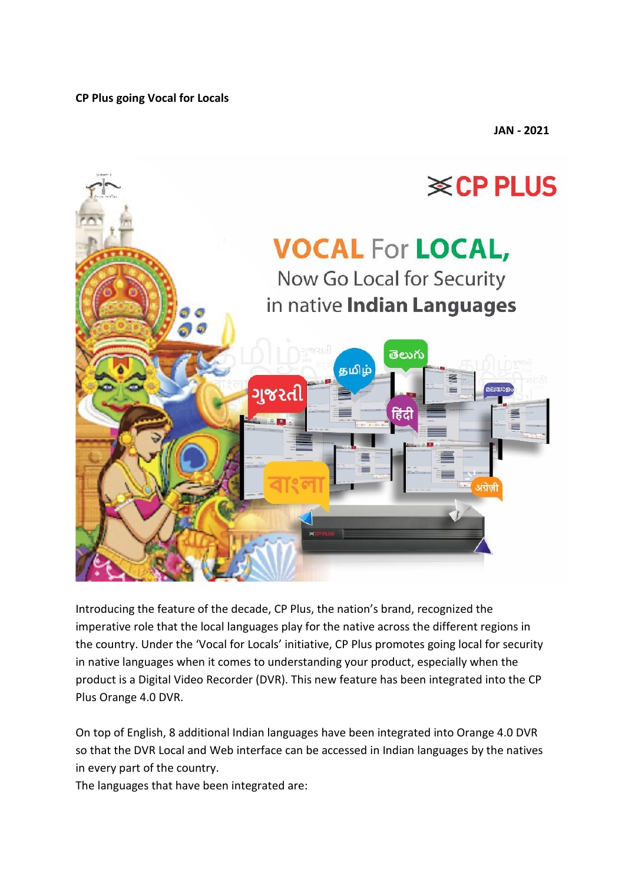**CP Plus going Vocal for Locals**

**JAN - 2021**

Introducing the feature of the decade, CP Plus, the nation's brand, recognized the imperative role that the local languages play for the native across the different regions in the country. Under the 'Vocal for Locals' initiative, CP Plus promotes going local for security in native languages when it comes to understanding your product, especially when the product is a Digital Video Recorder (DVR). This new feature has been integrated into the CP Plus Orange 4.0 DVR.

On top of English, 8 additional Indian languages have been integrated into Orange 4.0 DVR so that the DVR Local and Web interface can be accessed in Indian languages by the natives in every part of the country.

The languages that have been integrated are: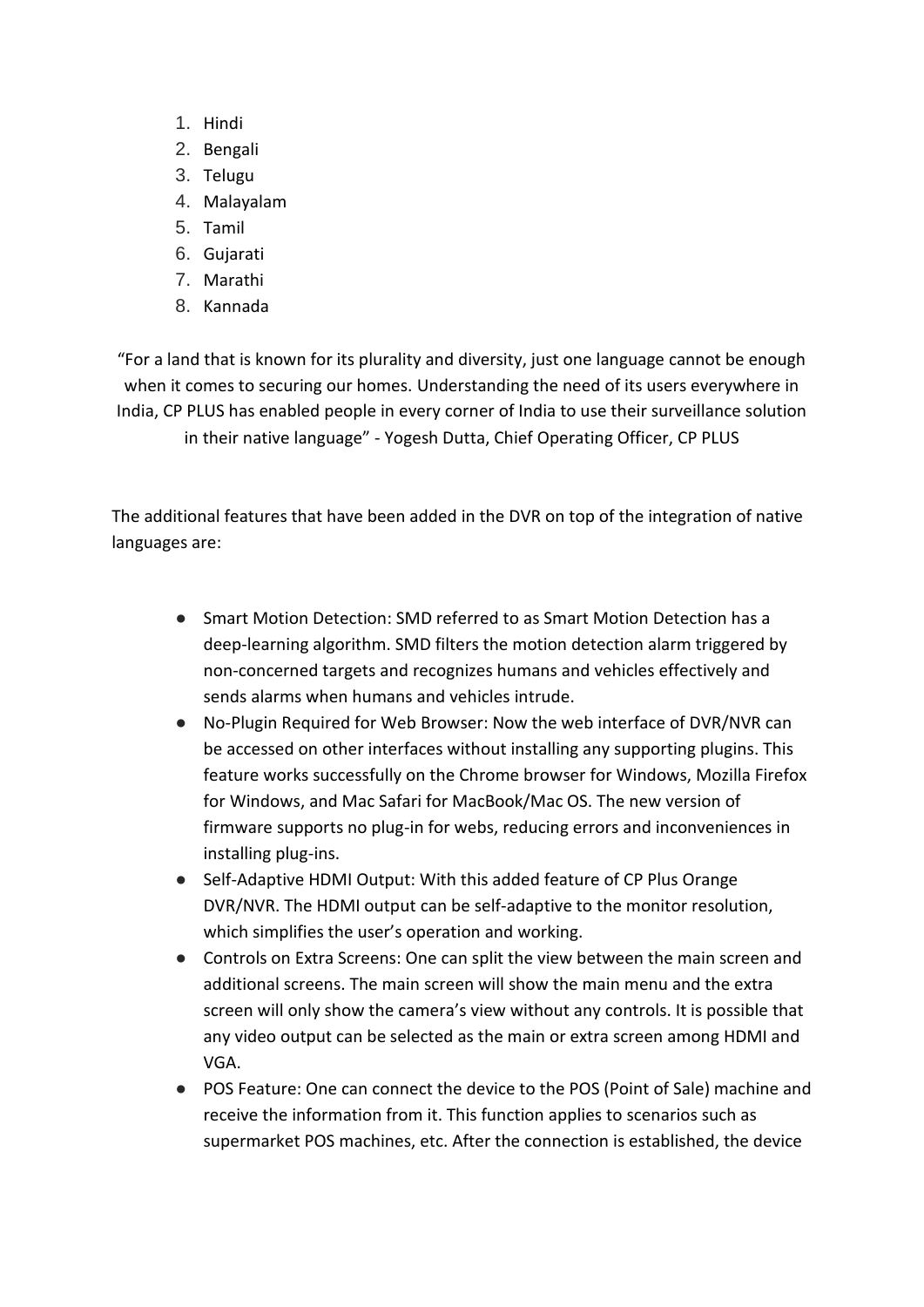1. Hindi
2. Bengali
3. Telugu
4. Malayalam
5. Tamil
6. Gujarati
7. Marathi
8. Kannada

"For a land that is known for its plurality and diversity, just one language cannot be enough when it comes to securing our homes. Understanding the need of its users everywhere in India, CP PLUS has enabled people in every corner of India to use their surveillance solution in their native language" - Yogesh Dutta, Chief Operating Officer, CP PLUS

The additional features that have been added in the DVR on top of the integration of native languages are:

- Smart Motion Detection: SMD referred to as Smart Motion Detection has a deep-learning algorithm. SMD filters the motion detection alarm triggered by non-concerned targets and recognizes humans and vehicles effectively and sends alarms when humans and vehicles intrude.
- No-Plugin Required for Web Browser: Now the web interface of DVR/NVR can be accessed on other interfaces without installing any supporting plugins. This feature works successfully on the Chrome browser for Windows, Mozilla Firefox for Windows, and Mac Safari for MacBook/Mac OS. The new version of firmware supports no plug-in for webs, reducing errors and inconveniences in installing plug-ins.
- Self-Adaptive HDMI Output: With this added feature of CP Plus Orange DVR/NVR. The HDMI output can be self-adaptive to the monitor resolution, which simplifies the user's operation and working.
- Controls on Extra Screens: One can split the view between the main screen and additional screens. The main screen will show the main menu and the extra screen will only show the camera's view without any controls. It is possible that any video output can be selected as the main or extra screen among HDMI and VGA.
- POS Feature: One can connect the device to the POS (Point of Sale) machine and receive the information from it. This function applies to scenarios such as supermarket POS machines, etc. After the connection is established, the device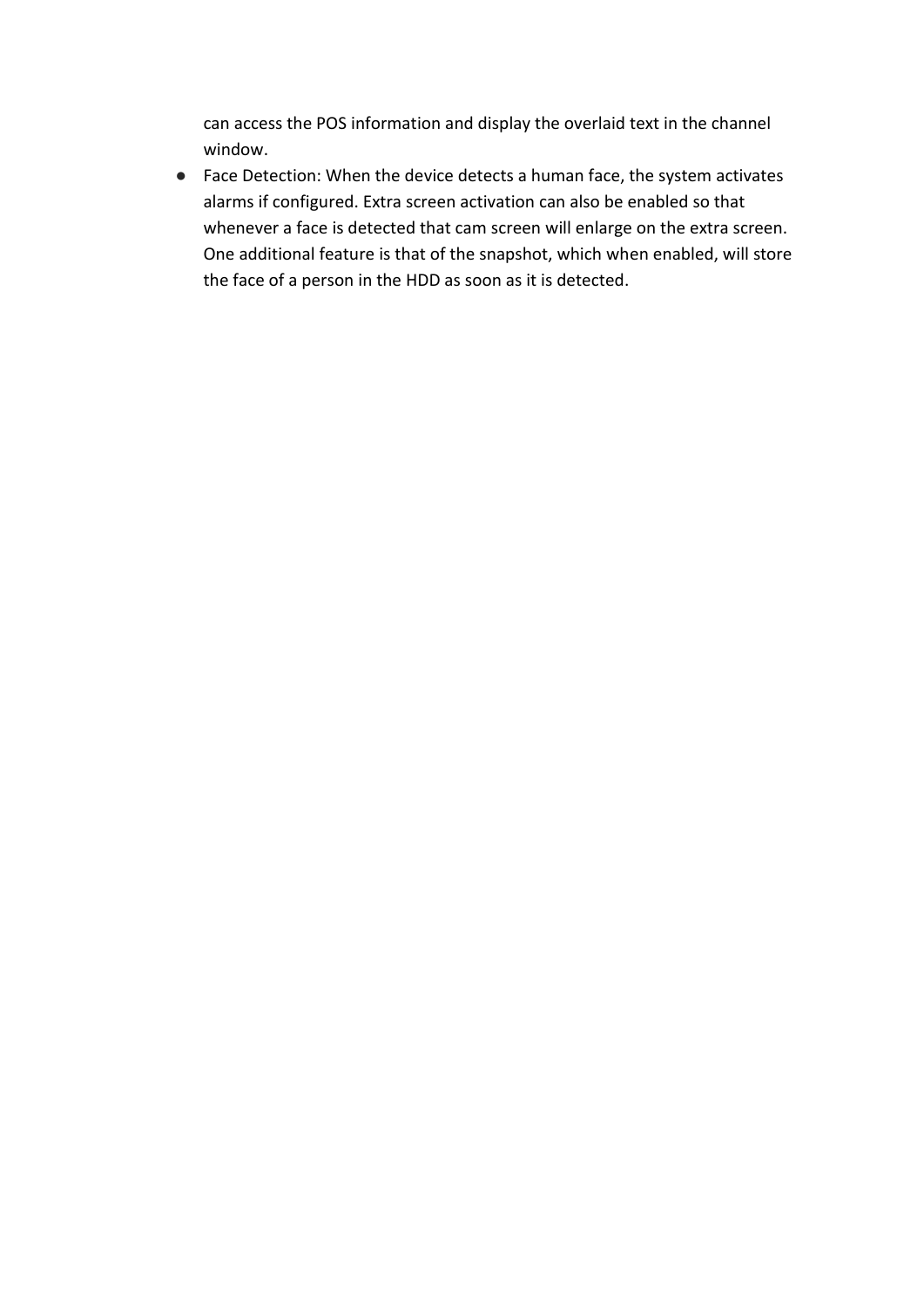can access the POS information and display the overlaid text in the channel window.

- Face Detection: When the device detects a human face, the system activates alarms if configured. Extra screen activation can also be enabled so that whenever a face is detected that cam screen will enlarge on the extra screen. One additional feature is that of the snapshot, which when enabled, will store the face of a person in the HDD as soon as it is detected.